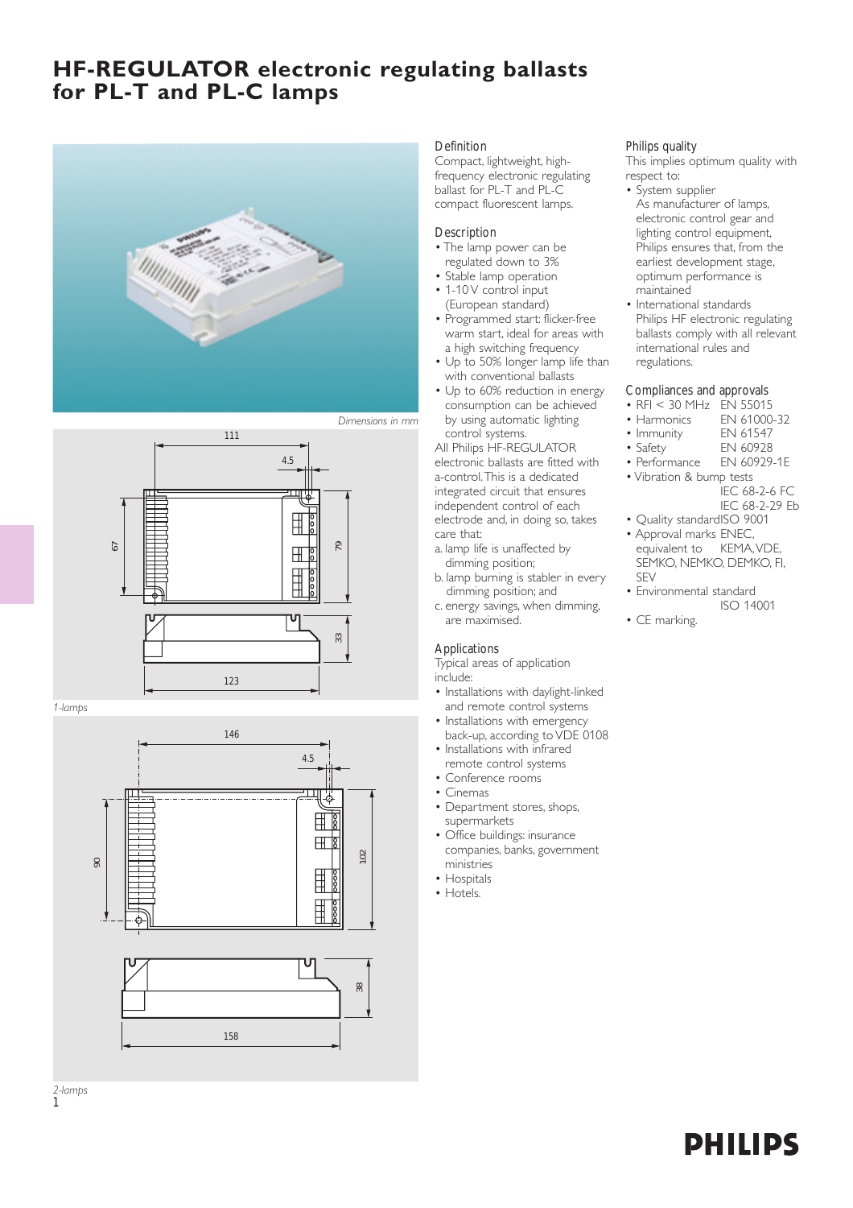# HF-REGULATOR electronic regulating ballasts for PL-T and PL-C lamps

*Dimensions in mm*

111
4.5
67
79
33
123

*1-lamps*

146
4.5
90
102
38
158

*2-lamps*

## Definition

Compact, lightweight, high-frequency electronic regulating ballast for PL-T and PL-C compact fluorescent lamps.

## Description

- The lamp power can be regulated down to 3%
- Stable lamp operation
- 1-10 V control input (European standard)
- Programmed start: flicker-free warm start, ideal for areas with a high switching frequency
- Up to 50% longer lamp life than with conventional ballasts
- Up to 60% reduction in energy consumption can be achieved by using automatic lighting control systems.

All Philips HF-REGULATOR electronic ballasts are fitted with a-control. This is a dedicated integrated circuit that ensures independent control of each electrode and, in doing so, takes care that:

a. lamp life is unaffected by dimming position;
b. lamp burning is stabler in every dimming position; and
c. energy savings, when dimming, are maximised.

## Applications

Typical areas of application include:

- Installations with daylight-linked and remote control systems
- Installations with emergency back-up, according to VDE 0108
- Installations with infrared remote control systems
- Conference rooms
- Cinemas
- Department stores, shops, supermarkets
- Office buildings: insurance companies, banks, government ministries
- Hospitals
- Hotels.

## Philips quality

This implies optimum quality with respect to:

- System supplier
  As manufacturer of lamps, electronic control gear and lighting control equipment, Philips ensures that, from the earliest development stage, optimum performance is maintained
- International standards
  Philips HF electronic regulating ballasts comply with all relevant international rules and regulations.

## Compliances and approvals

- RFI < 30 MHz EN 55015
- Harmonics EN 61000-32
- Immunity EN 61547
- Safety EN 60928
- Performance EN 60929-1E
- Vibration & bump tests IEC 68-2-6 FC, IEC 68-2-29 Eb
- Quality standard ISO 9001
- Approval marks ENEC, equivalent to KEMA, VDE, SEMKO, NEMKO, DEMKO, FI, SEV
- Environmental standard ISO 14001
- CE marking.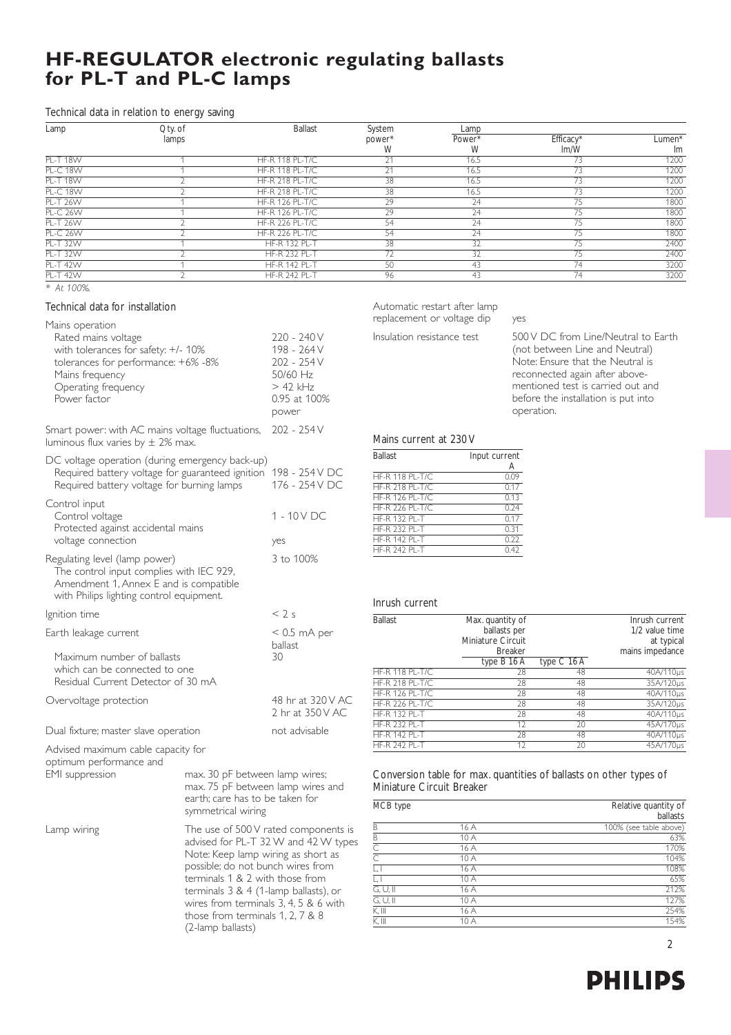# HF-REGULATOR electronic regulating ballasts for PL-T and PL-C lamps

## Technical data in relation to energy saving

| Lamp | Qty. of lamps | Ballast | System power* W | Lamp Power* W | Efficacy* lm/W | Lumen* lm |
|---|---|---|---|---|---|---|
| PL-T 18W | 1 | HF-R 118 PL-T/C | 21 | 16.5 | 73 | 1200 |
| PL-C 18W | 1 | HF-R 118 PL-T/C | 21 | 16.5 | 73 | 1200 |
| PL-T 18W | 2 | HF-R 218 PL-T/C | 38 | 16.5 | 73 | 1200 |
| PL-C 18W | 2 | HF-R 218 PL-T/C | 38 | 16.5 | 73 | 1200 |
| PL-T 26W | 1 | HF-R 126 PL-T/C | 29 | 24 | 75 | 1800 |
| PL-C 26W | 1 | HF-R 126 PL-T/C | 29 | 24 | 75 | 1800 |
| PL-T 26W | 2 | HF-R 226 PL-T/C | 54 | 24 | 75 | 1800 |
| PL-C 26W | 2 | HF-R 226 PL-T/C | 54 | 24 | 75 | 1800 |
| PL-T 32W | 1 | HF-R 132 PL-T | 38 | 32 | 75 | 2400 |
| PL-T 32W | 2 | HF-R 232 PL-T | 72 | 32 | 75 | 2400 |
| PL-T 42W | 1 | HF-R 142 PL-T | 50 | 43 | 74 | 3200 |
| PL-T 42W | 2 | HF-R 242 PL-T | 96 | 43 | 74 | 3200 |

*\* At 100%.*

## Technical data for installation

| | |
|---|---|
| **Mains operation** | |
| Rated mains voltage | 220 - 240 V |
| with tolerances for safety: +/- 10% | 198 - 264 V |
| tolerances for performance: +6% -8% | 202 - 254 V |
| Mains frequency | 50/60 Hz |
| Operating frequency | > 42 kHz |
| Power factor | 0.95 at 100% power |
| Smart power: with AC mains voltage fluctuations, luminous flux varies by ± 2% max. | 202 - 254 V |
| **DC voltage operation (during emergency back-up)** | |
| Required battery voltage for guaranteed ignition | 198 - 254 V DC |
| Required battery voltage for burning lamps | 176 - 254 V DC |
| **Control input** | |
| Control voltage | 1 - 10 V DC |
| Protected against accidental mains voltage connection | yes |
| Regulating level (lamp power) The control input complies with IEC 929, Amendment 1, Annex E and is compatible with Philips lighting control equipment. | 3 to 100% |
| Ignition time | < 2 s |
| Earth leakage current | < 0.5 mA per ballast |
| Maximum number of ballasts which can be connected to one Residual Current Detector of 30 mA | 30 |
| Overvoltage protection | 48 hr at 320 V AC; 2 hr at 350 V AC |
| Dual fixture; master slave operation | not advisable |
| Advised maximum cable capacity for optimum performance and EMI suppression | max. 30 pF between lamp wires; max. 75 pF between lamp wires and earth; care has to be taken for symmetrical wiring |
| Lamp wiring | The use of 500 V rated components is advised for PL-T 32 W and 42 W types. Note: Keep lamp wiring as short as possible; do not bunch wires from terminals 1 & 2 with those from terminals 3 & 4 (1-lamp ballasts), or wires from terminals 3, 4, 5 & 6 with those from terminals 1, 2, 7 & 8 (2-lamp ballasts) |
| Automatic restart after lamp replacement or voltage dip | yes |
| Insulation resistance test | 500 V DC from Line/Neutral to Earth (not between Line and Neutral). Note: Ensure that the Neutral is reconnected again after above-mentioned test is carried out and before the installation is put into operation. |

## Mains current at 230 V

| Ballast | Input current A |
|---|---|
| HF-R 118 PL-T/C | 0.09 |
| HF-R 218 PL-T/C | 0.17 |
| HF-R 126 PL-T/C | 0.13 |
| HF-R 226 PL-T/C | 0.24 |
| HF-R 132 PL-T | 0.17 |
| HF-R 232 PL-T | 0.31 |
| HF-R 142 PL-T | 0.22 |
| HF-R 242 PL-T | 0.42 |

## Inrush current

| Ballast | Max. quantity of ballasts per Miniature Circuit Breaker type B 16 A | type C 16 A | Inrush current 1/2 value time at typical mains impedance |
|---|---|---|---|
| HF-R 118 PL-T/C | 28 | 48 | 40A/110μs |
| HF-R 218 PL-T/C | 28 | 48 | 35A/120μs |
| HF-R 126 PL-T/C | 28 | 48 | 40A/110μs |
| HF-R 226 PL-T/C | 28 | 48 | 35A/120μs |
| HF-R 132 PL-T | 28 | 48 | 40A/110μs |
| HF-R 232 PL-T | 12 | 20 | 45A/170μs |
| HF-R 142 PL-T | 28 | 48 | 40A/110μs |
| HF-R 242 PL-T | 12 | 20 | 45A/170μs |

## Conversion table for max. quantities of ballasts on other types of Miniature Circuit Breaker

| MCB type | | Relative quantity of ballasts |
|---|---|---|
| B | 16 A | 100% (see table above) |
| B | 10 A | 63% |
| C | 16 A | 170% |
| C | 10 A | 104% |
| L, I | 16 A | 108% |
| L, I | 10 A | 65% |
| G, U, II | 16 A | 212% |
| G, U, II | 10 A | 127% |
| K, III | 16 A | 254% |
| K, III | 10 A | 154% |

PHILIPS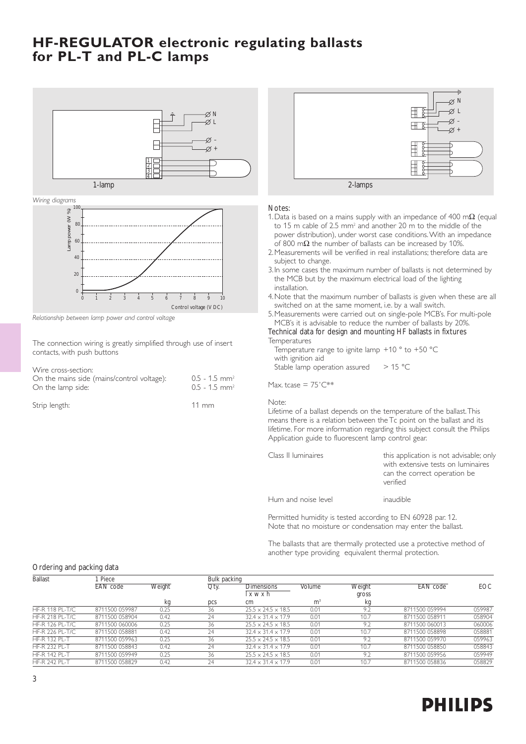# HF-REGULATOR electronic regulating ballasts for PL-T and PL-C lamps

N
L
–
+
1
2
3
4
1-lamp

*Wiring diagrams*

N
L
–
+
2-lamps

Lamp power (W %)
100
80
60
40
20
0
0 1 2 3 4 5 6 7 8 9 10
Control voltage (V DC)

*Relationship between lamp power and control voltage*

The connection wiring is greatly simplified through use of insert contacts, with push buttons

Wire cross-section:
On the mains side (mains/control voltage): 0.5 - 1.5 mm²
On the lamp side: 0.5 - 1.5 mm²

Strip length: 11 mm

**Notes:**

1. Data is based on a mains supply with an impedance of 400 mΩ (equal to 15 m cable of 2.5 mm² and another 20 m to the middle of the power distribution), under worst case conditions. With an impedance of 800 mΩ the number of ballasts can be increased by 10%.
2. Measurements will be verified in real installations; therefore data are subject to change.
3. In some cases the maximum number of ballasts is not determined by the MCB but by the maximum electrical load of the lighting installation.
4. Note that the maximum number of ballasts is given when these are all switched on at the same moment, i.e. by a wall switch.
5. Measurements were carried out on single-pole MCB's. For multi-pole MCB's it is advisable to reduce the number of ballasts by 20%.

**Technical data for design and mounting HF ballasts in fixtures**

Temperatures
Temperature range to ignite lamp with ignition aid: +10 ° to +50 °C
Stable lamp operation assured: > 15 °C

Max. tcase = 75˚C**

Note:
Lifetime of a ballast depends on the temperature of the ballast. This means there is a relation between the Tc point on the ballast and its lifetime. For more information regarding this subject consult the Philips Application guide to fluorescent lamp control gear.

Class II luminaires: this application is not advisable; only with extensive tests on luminaires can the correct operation be verified

Hum and noise level: inaudible

Permitted humidity is tested according to EN 60928 par. 12. Note that no moisture or condensation may enter the ballast.

The ballasts that are thermally protected use a protective method of another type providing equivalent thermal protection.

**Ordering and packing data**

| Ballast | 1 Piece | | Bulk packing | | | | | |
|---|---|---|---|---|---|---|---|---|
| | EAN code | Weight | Qty. | Dimensions l x w x h | Volume | Weight gross | EAN code | EOC |
| | | kg | pcs | cm | m³ | kg | | |
| HF-R 118 PL-T/C | 8711500 059987 | 0.25 | 36 | 25.5 × 24.5 × 18.5 | 0.01 | 9.2 | 8711500 059994 | 059987 |
| HF-R 218 PL-T/C | 8711500 058904 | 0.42 | 24 | 32.4 × 31.4 × 17.9 | 0.01 | 10.7 | 8711500 058911 | 058904 |
| HF-R 126 PL-T/C | 8711500 060006 | 0.25 | 36 | 25.5 × 24.5 × 18.5 | 0.01 | 9.2 | 8711500 060013 | 060006 |
| HF-R 226 PL-T/C | 8711500 058881 | 0.42 | 24 | 32.4 × 31.4 × 17.9 | 0.01 | 10.7 | 8711500 058898 | 058881 |
| HF-R 132 PL-T | 8711500 059963 | 0.25 | 36 | 25.5 × 24.5 × 18.5 | 0.01 | 9.2 | 8711500 059970 | 059963 |
| HF-R 232 PL-T | 8711500 058843 | 0.42 | 24 | 32.4 × 31.4 × 17.9 | 0.01 | 10.7 | 8711500 058850 | 058843 |
| HF-R 142 PL-T | 8711500 059949 | 0.25 | 36 | 25.5 × 24.5 × 18.5 | 0.01 | 9.2 | 8711500 059956 | 059949 |
| HF-R 242 PL-T | 8711500 058829 | 0.42 | 24 | 32.4 × 31.4 × 17.9 | 0.01 | 10.7 | 8711500 058836 | 058829 |

PHILIPS